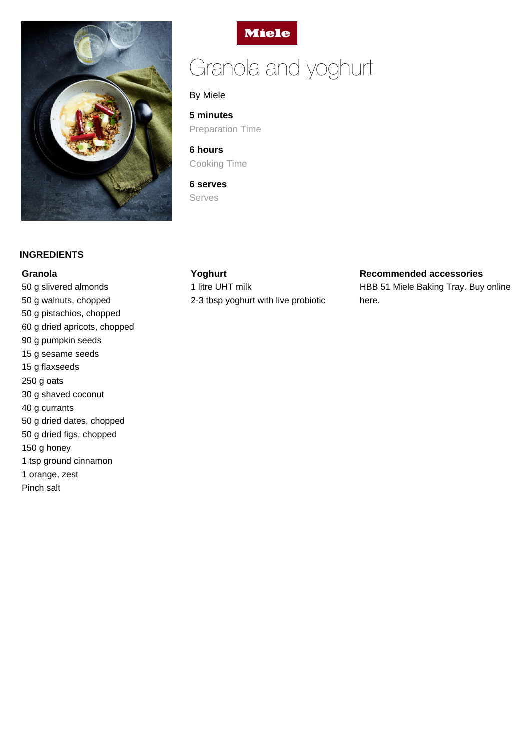Miele

# Granola and yoghurt

By Miele

**5 minutes**
Preparation Time

**6 hours**
Cooking Time

**6 serves**
Serves

## INGREDIENTS

### Granola

50 g slivered almonds
50 g walnuts, chopped
50 g pistachios, chopped
60 g dried apricots, chopped
90 g pumpkin seeds
15 g sesame seeds
15 g flaxseeds
250 g oats
30 g shaved coconut
40 g currants
50 g dried dates, chopped
50 g dried figs, chopped
150 g honey
1 tsp ground cinnamon
1 orange, zest
Pinch salt

### Yoghurt

1 litre UHT milk
2-3 tbsp yoghurt with live probiotic

### Recommended accessories

HBB 51 Miele Baking Tray. Buy online here.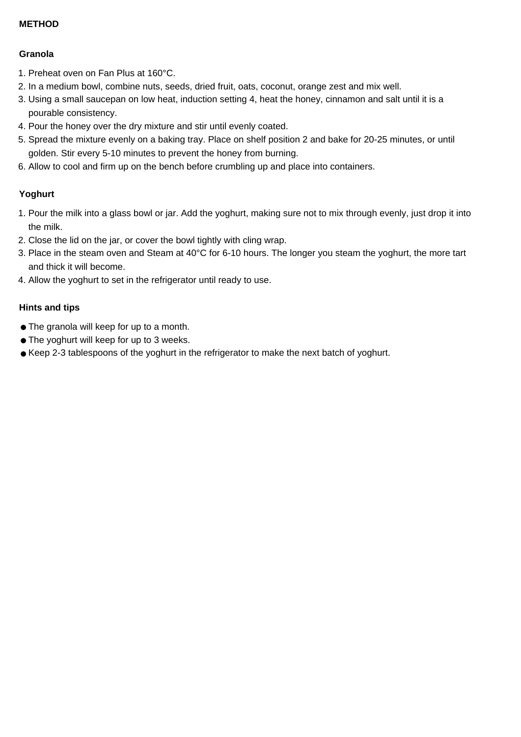## METHOD

### Granola

1. Preheat oven on Fan Plus at 160°C.
2. In a medium bowl, combine nuts, seeds, dried fruit, oats, coconut, orange zest and mix well.
3. Using a small saucepan on low heat, induction setting 4, heat the honey, cinnamon and salt until it is a pourable consistency.
4. Pour the honey over the dry mixture and stir until evenly coated.
5. Spread the mixture evenly on a baking tray. Place on shelf position 2 and bake for 20-25 minutes, or until golden. Stir every 5-10 minutes to prevent the honey from burning.
6. Allow to cool and firm up on the bench before crumbling up and place into containers.

### Yoghurt

1. Pour the milk into a glass bowl or jar. Add the yoghurt, making sure not to mix through evenly, just drop it into the milk.
2. Close the lid on the jar, or cover the bowl tightly with cling wrap.
3. Place in the steam oven and Steam at 40°C for 6-10 hours. The longer you steam the yoghurt, the more tart and thick it will become.
4. Allow the yoghurt to set in the refrigerator until ready to use.

### Hints and tips

- The granola will keep for up to a month.
- The yoghurt will keep for up to 3 weeks.
- Keep 2-3 tablespoons of the yoghurt in the refrigerator to make the next batch of yoghurt.